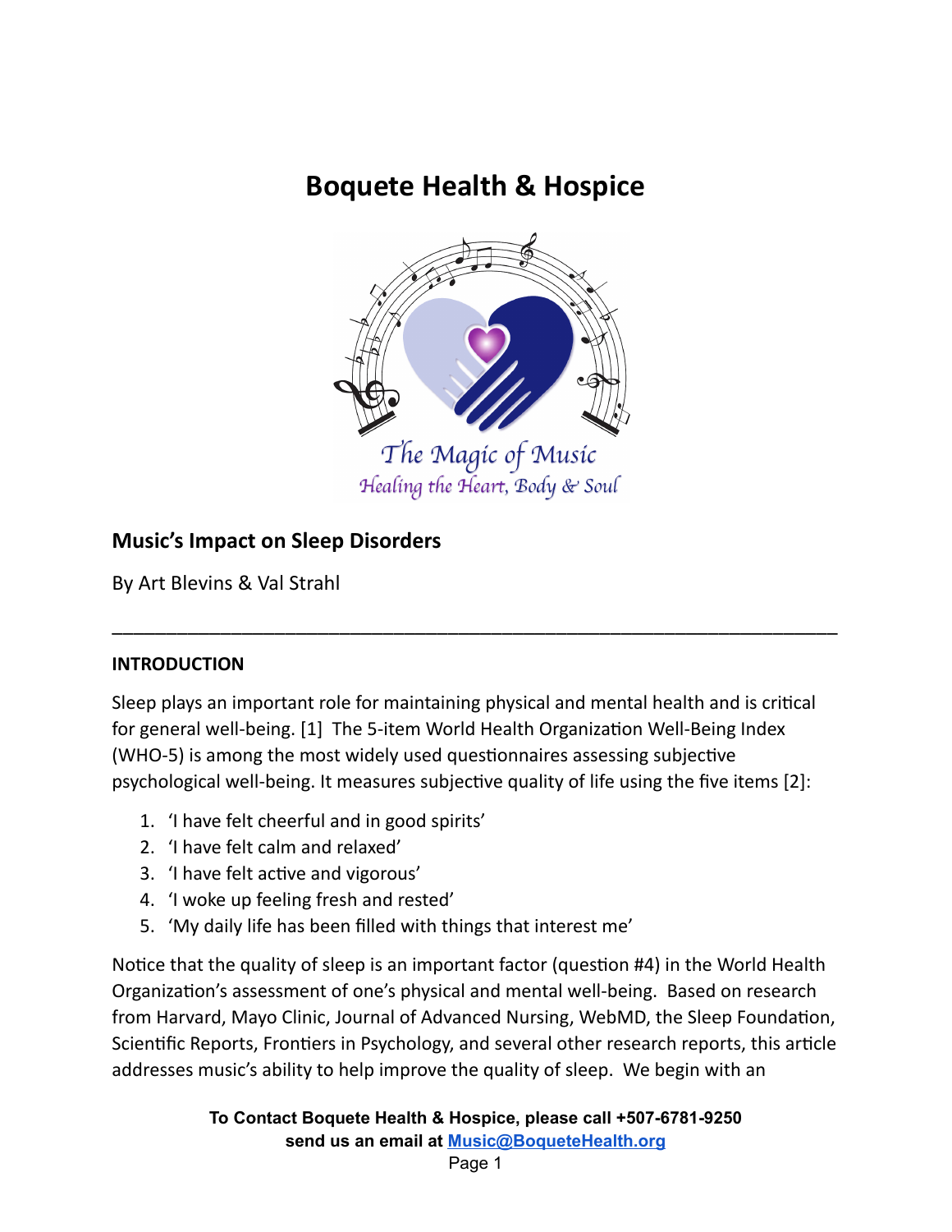# Boquete Health & Hospice

The Magic of Music
Healing the Heart, Body & Soul

## Music's Impact on Sleep Disorders

By Art Blevins & Val Strahl

---

### INTRODUCTION

Sleep plays an important role for maintaining physical and mental health and is critical for general well-being. [1] The 5-item World Health Organization Well-Being Index (WHO-5) is among the most widely used questionnaires assessing subjective psychological well-being. It measures subjective quality of life using the five items [2]:

1. 'I have felt cheerful and in good spirits'
2. 'I have felt calm and relaxed'
3. 'I have felt active and vigorous'
4. 'I woke up feeling fresh and rested'
5. 'My daily life has been filled with things that interest me'

Notice that the quality of sleep is an important factor (question #4) in the World Health Organization's assessment of one's physical and mental well-being. Based on research from Harvard, Mayo Clinic, Journal of Advanced Nursing, WebMD, the Sleep Foundation, Scientific Reports, Frontiers in Psychology, and several other research reports, this article addresses music's ability to help improve the quality of sleep. We begin with an

**To Contact Boquete Health & Hospice, please call +507-6781-9250**
**send us an email at Music@BoqueteHealth.org**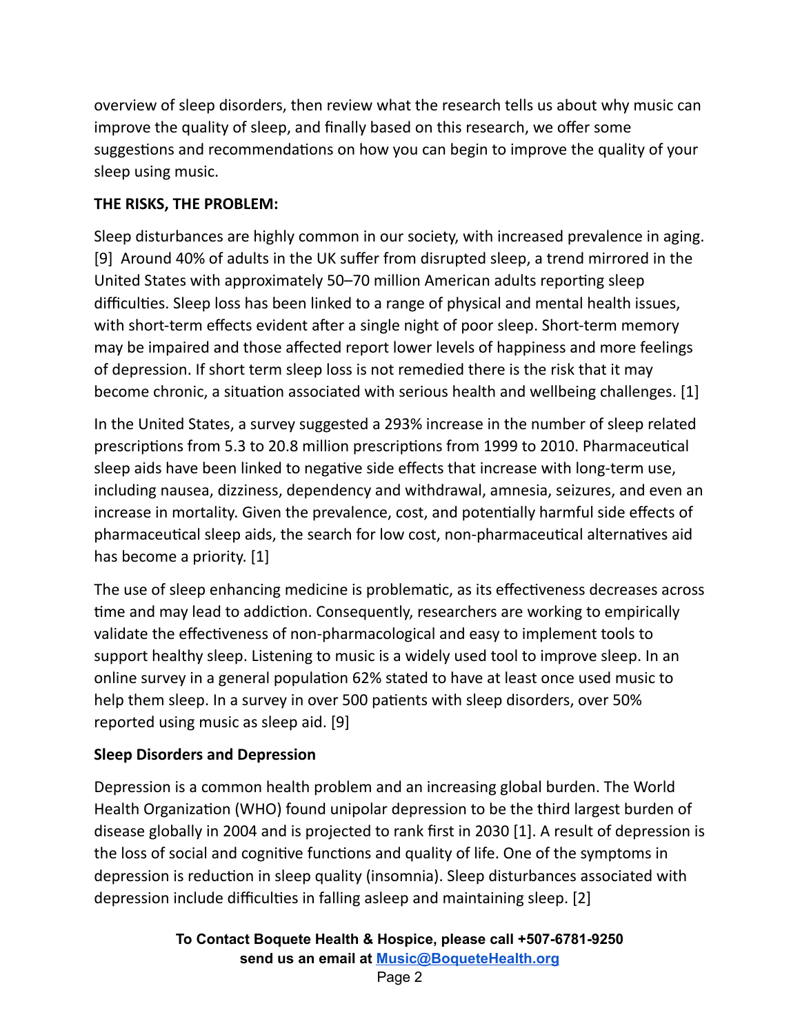overview of sleep disorders, then review what the research tells us about why music can improve the quality of sleep, and finally based on this research, we offer some suggestions and recommendations on how you can begin to improve the quality of your sleep using music.

**THE RISKS, THE PROBLEM:**

Sleep disturbances are highly common in our society, with increased prevalence in aging. [9] Around 40% of adults in the UK suffer from disrupted sleep, a trend mirrored in the United States with approximately 50–70 million American adults reporting sleep difficulties. Sleep loss has been linked to a range of physical and mental health issues, with short-term effects evident after a single night of poor sleep. Short-term memory may be impaired and those affected report lower levels of happiness and more feelings of depression. If short term sleep loss is not remedied there is the risk that it may become chronic, a situation associated with serious health and wellbeing challenges. [1]

In the United States, a survey suggested a 293% increase in the number of sleep related prescriptions from 5.3 to 20.8 million prescriptions from 1999 to 2010. Pharmaceutical sleep aids have been linked to negative side effects that increase with long-term use, including nausea, dizziness, dependency and withdrawal, amnesia, seizures, and even an increase in mortality. Given the prevalence, cost, and potentially harmful side effects of pharmaceutical sleep aids, the search for low cost, non-pharmaceutical alternatives aid has become a priority. [1]

The use of sleep enhancing medicine is problematic, as its effectiveness decreases across time and may lead to addiction. Consequently, researchers are working to empirically validate the effectiveness of non-pharmacological and easy to implement tools to support healthy sleep. Listening to music is a widely used tool to improve sleep. In an online survey in a general population 62% stated to have at least once used music to help them sleep. In a survey in over 500 patients with sleep disorders, over 50% reported using music as sleep aid. [9]

**Sleep Disorders and Depression**

Depression is a common health problem and an increasing global burden. The World Health Organization (WHO) found unipolar depression to be the third largest burden of disease globally in 2004 and is projected to rank first in 2030 [1]. A result of depression is the loss of social and cognitive functions and quality of life. One of the symptoms in depression is reduction in sleep quality (insomnia). Sleep disturbances associated with depression include difficulties in falling asleep and maintaining sleep. [2]

**To Contact Boquete Health & Hospice, please call +507-6781-9250**
**send us an email at [Music@BoqueteHealth.org](mailto:Music@BoqueteHealth.org)**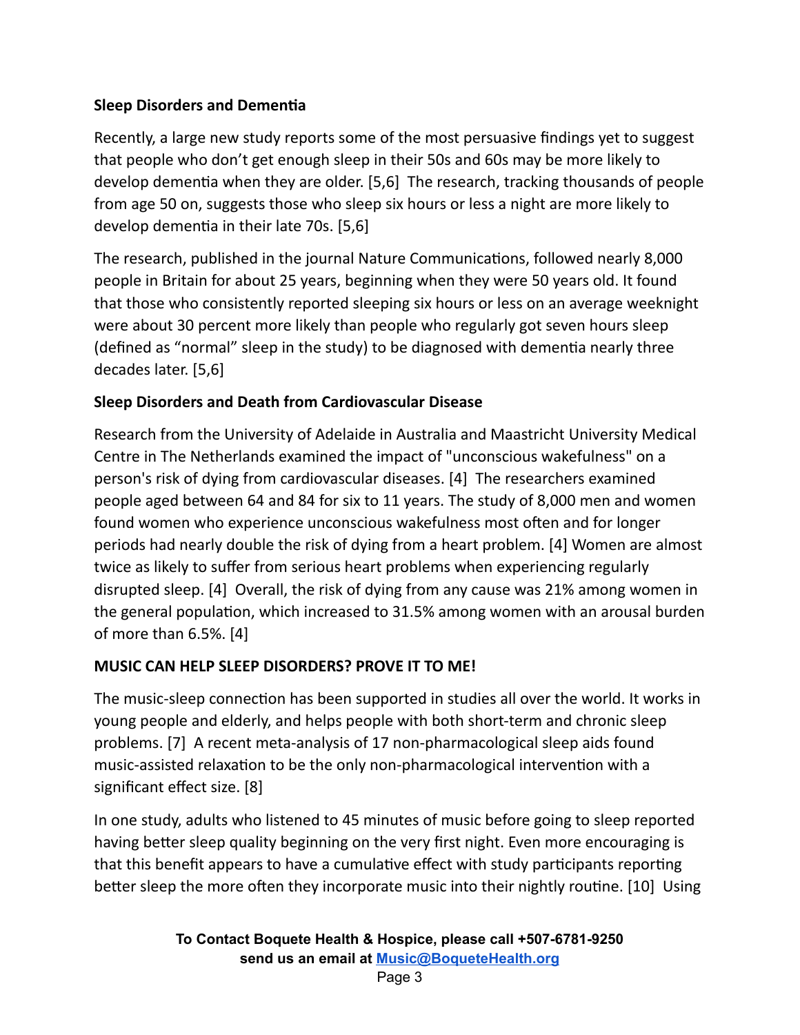**Sleep Disorders and Dementia**

Recently, a large new study reports some of the most persuasive findings yet to suggest that people who don't get enough sleep in their 50s and 60s may be more likely to develop dementia when they are older. [5,6] The research, tracking thousands of people from age 50 on, suggests those who sleep six hours or less a night are more likely to develop dementia in their late 70s. [5,6]

The research, published in the journal Nature Communications, followed nearly 8,000 people in Britain for about 25 years, beginning when they were 50 years old. It found that those who consistently reported sleeping six hours or less on an average weeknight were about 30 percent more likely than people who regularly got seven hours sleep (defined as "normal" sleep in the study) to be diagnosed with dementia nearly three decades later. [5,6]

**Sleep Disorders and Death from Cardiovascular Disease**

Research from the University of Adelaide in Australia and Maastricht University Medical Centre in The Netherlands examined the impact of "unconscious wakefulness" on a person's risk of dying from cardiovascular diseases. [4] The researchers examined people aged between 64 and 84 for six to 11 years. The study of 8,000 men and women found women who experience unconscious wakefulness most often and for longer periods had nearly double the risk of dying from a heart problem. [4] Women are almost twice as likely to suffer from serious heart problems when experiencing regularly disrupted sleep. [4] Overall, the risk of dying from any cause was 21% among women in the general population, which increased to 31.5% among women with an arousal burden of more than 6.5%. [4]

**MUSIC CAN HELP SLEEP DISORDERS? PROVE IT TO ME!**

The music-sleep connection has been supported in studies all over the world. It works in young people and elderly, and helps people with both short-term and chronic sleep problems. [7] A recent meta-analysis of 17 non-pharmacological sleep aids found music-assisted relaxation to be the only non-pharmacological intervention with a significant effect size. [8]

In one study, adults who listened to 45 minutes of music before going to sleep reported having better sleep quality beginning on the very first night. Even more encouraging is that this benefit appears to have a cumulative effect with study participants reporting better sleep the more often they incorporate music into their nightly routine. [10] Using

**To Contact Boquete Health & Hospice, please call +507-6781-9250 send us an email at Music@BoqueteHealth.org**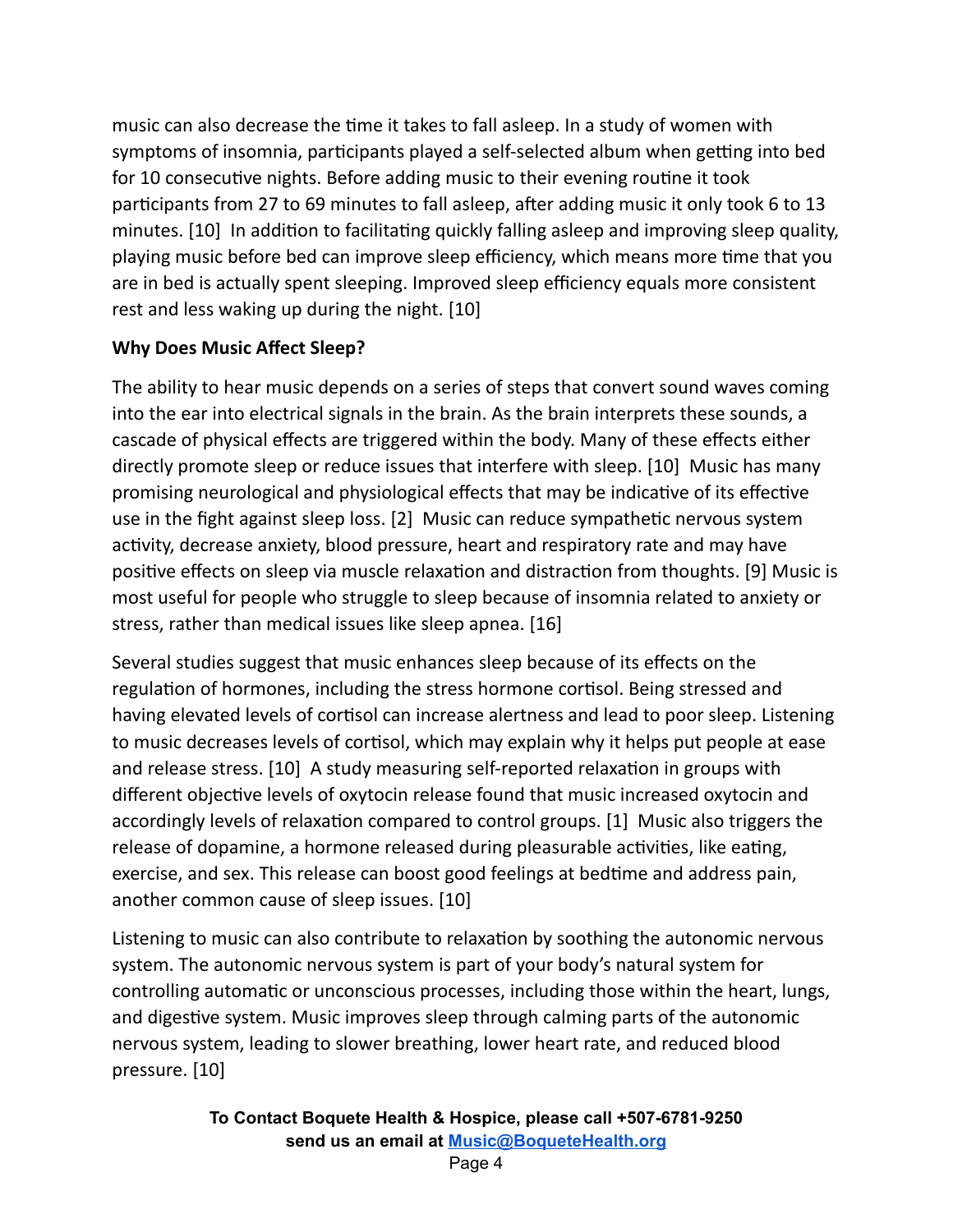music can also decrease the time it takes to fall asleep. In a study of women with symptoms of insomnia, participants played a self-selected album when getting into bed for 10 consecutive nights. Before adding music to their evening routine it took participants from 27 to 69 minutes to fall asleep, after adding music it only took 6 to 13 minutes. [10] In addition to facilitating quickly falling asleep and improving sleep quality, playing music before bed can improve sleep efficiency, which means more time that you are in bed is actually spent sleeping. Improved sleep efficiency equals more consistent rest and less waking up during the night. [10]

**Why Does Music Affect Sleep?**

The ability to hear music depends on a series of steps that convert sound waves coming into the ear into electrical signals in the brain. As the brain interprets these sounds, a cascade of physical effects are triggered within the body. Many of these effects either directly promote sleep or reduce issues that interfere with sleep. [10] Music has many promising neurological and physiological effects that may be indicative of its effective use in the fight against sleep loss. [2] Music can reduce sympathetic nervous system activity, decrease anxiety, blood pressure, heart and respiratory rate and may have positive effects on sleep via muscle relaxation and distraction from thoughts. [9] Music is most useful for people who struggle to sleep because of insomnia related to anxiety or stress, rather than medical issues like sleep apnea. [16]

Several studies suggest that music enhances sleep because of its effects on the regulation of hormones, including the stress hormone cortisol. Being stressed and having elevated levels of cortisol can increase alertness and lead to poor sleep. Listening to music decreases levels of cortisol, which may explain why it helps put people at ease and release stress. [10] A study measuring self-reported relaxation in groups with different objective levels of oxytocin release found that music increased oxytocin and accordingly levels of relaxation compared to control groups. [1] Music also triggers the release of dopamine, a hormone released during pleasurable activities, like eating, exercise, and sex. This release can boost good feelings at bedtime and address pain, another common cause of sleep issues. [10]

Listening to music can also contribute to relaxation by soothing the autonomic nervous system. The autonomic nervous system is part of your body's natural system for controlling automatic or unconscious processes, including those within the heart, lungs, and digestive system. Music improves sleep through calming parts of the autonomic nervous system, leading to slower breathing, lower heart rate, and reduced blood pressure. [10]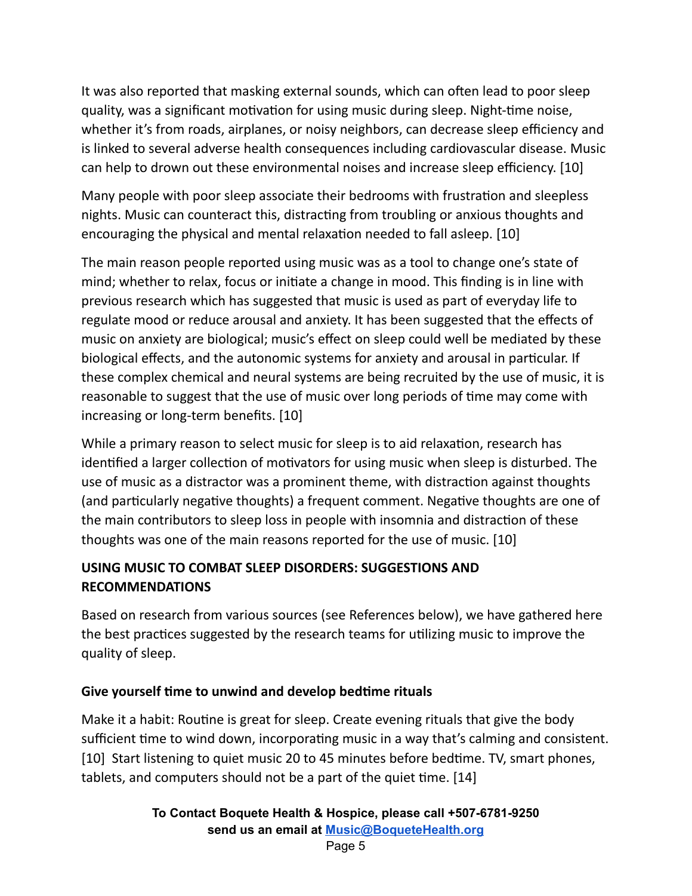It was also reported that masking external sounds, which can often lead to poor sleep quality, was a significant motivation for using music during sleep. Night-time noise, whether it's from roads, airplanes, or noisy neighbors, can decrease sleep efficiency and is linked to several adverse health consequences including cardiovascular disease. Music can help to drown out these environmental noises and increase sleep efficiency. [10]

Many people with poor sleep associate their bedrooms with frustration and sleepless nights. Music can counteract this, distracting from troubling or anxious thoughts and encouraging the physical and mental relaxation needed to fall asleep. [10]

The main reason people reported using music was as a tool to change one's state of mind; whether to relax, focus or initiate a change in mood. This finding is in line with previous research which has suggested that music is used as part of everyday life to regulate mood or reduce arousal and anxiety. It has been suggested that the effects of music on anxiety are biological; music's effect on sleep could well be mediated by these biological effects, and the autonomic systems for anxiety and arousal in particular. If these complex chemical and neural systems are being recruited by the use of music, it is reasonable to suggest that the use of music over long periods of time may come with increasing or long-term benefits. [10]

While a primary reason to select music for sleep is to aid relaxation, research has identified a larger collection of motivators for using music when sleep is disturbed. The use of music as a distractor was a prominent theme, with distraction against thoughts (and particularly negative thoughts) a frequent comment. Negative thoughts are one of the main contributors to sleep loss in people with insomnia and distraction of these thoughts was one of the main reasons reported for the use of music. [10]

## USING MUSIC TO COMBAT SLEEP DISORDERS: SUGGESTIONS AND RECOMMENDATIONS

Based on research from various sources (see References below), we have gathered here the best practices suggested by the research teams for utilizing music to improve the quality of sleep.

### Give yourself time to unwind and develop bedtime rituals

Make it a habit: Routine is great for sleep. Create evening rituals that give the body sufficient time to wind down, incorporating music in a way that's calming and consistent. [10] Start listening to quiet music 20 to 45 minutes before bedtime. TV, smart phones, tablets, and computers should not be a part of the quiet time. [14]

**To Contact Boquete Health & Hospice, please call +507-6781-9250**
**send us an email at Music@BoqueteHealth.org**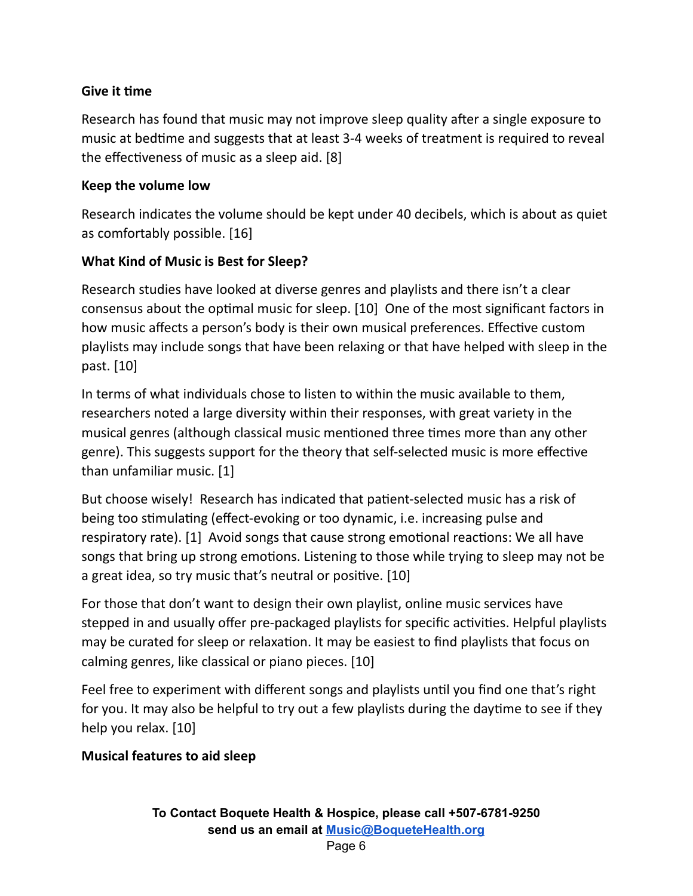**Give it time**

Research has found that music may not improve sleep quality after a single exposure to music at bedtime and suggests that at least 3-4 weeks of treatment is required to reveal the effectiveness of music as a sleep aid. [8]

**Keep the volume low**

Research indicates the volume should be kept under 40 decibels, which is about as quiet as comfortably possible. [16]

**What Kind of Music is Best for Sleep?**

Research studies have looked at diverse genres and playlists and there isn't a clear consensus about the optimal music for sleep. [10] One of the most significant factors in how music affects a person's body is their own musical preferences. Effective custom playlists may include songs that have been relaxing or that have helped with sleep in the past. [10]

In terms of what individuals chose to listen to within the music available to them, researchers noted a large diversity within their responses, with great variety in the musical genres (although classical music mentioned three times more than any other genre). This suggests support for the theory that self-selected music is more effective than unfamiliar music. [1]

But choose wisely! Research has indicated that patient-selected music has a risk of being too stimulating (effect-evoking or too dynamic, i.e. increasing pulse and respiratory rate). [1] Avoid songs that cause strong emotional reactions: We all have songs that bring up strong emotions. Listening to those while trying to sleep may not be a great idea, so try music that's neutral or positive. [10]

For those that don't want to design their own playlist, online music services have stepped in and usually offer pre-packaged playlists for specific activities. Helpful playlists may be curated for sleep or relaxation. It may be easiest to find playlists that focus on calming genres, like classical or piano pieces. [10]

Feel free to experiment with different songs and playlists until you find one that's right for you. It may also be helpful to try out a few playlists during the daytime to see if they help you relax. [10]

**Musical features to aid sleep**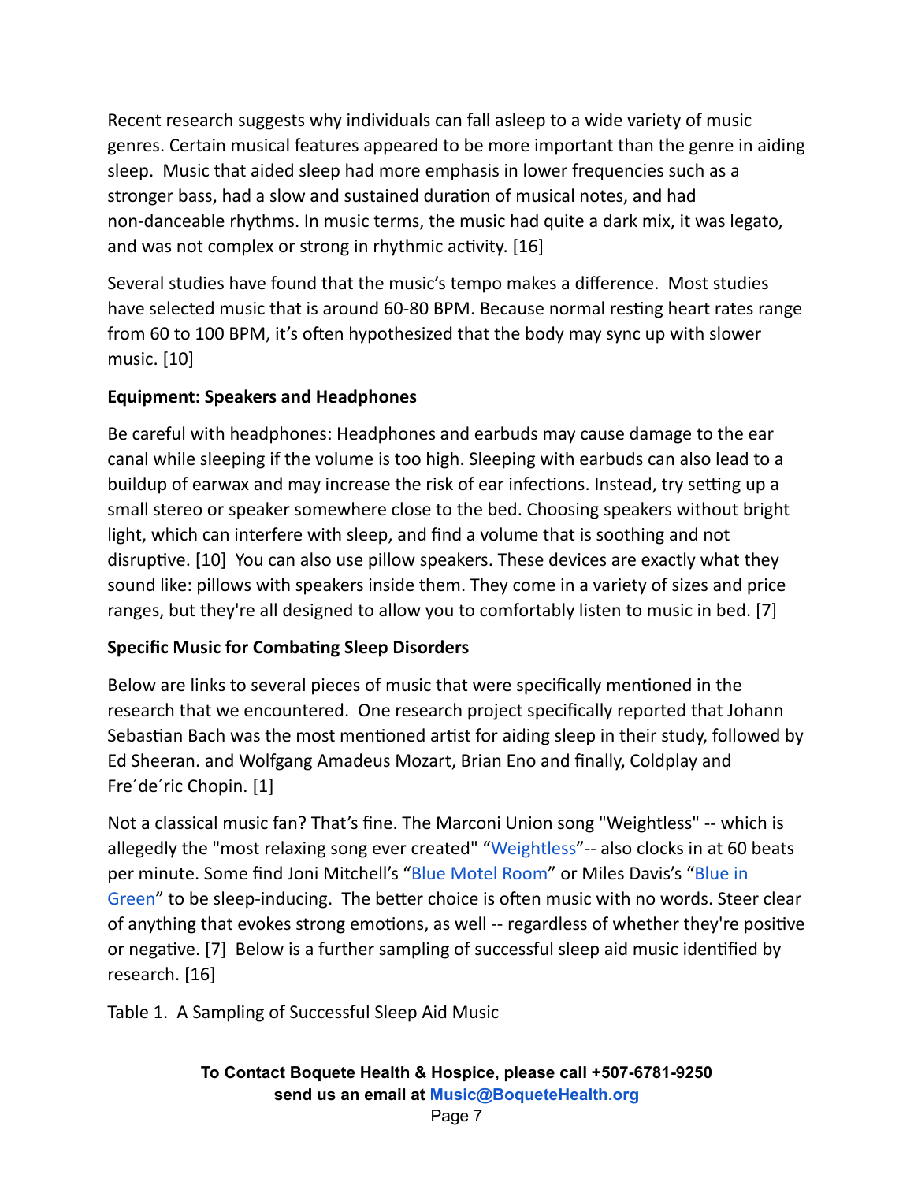Recent research suggests why individuals can fall asleep to a wide variety of music genres. Certain musical features appeared to be more important than the genre in aiding sleep. Music that aided sleep had more emphasis in lower frequencies such as a stronger bass, had a slow and sustained duration of musical notes, and had non-danceable rhythms. In music terms, the music had quite a dark mix, it was legato, and was not complex or strong in rhythmic activity. [16]

Several studies have found that the music's tempo makes a difference. Most studies have selected music that is around 60-80 BPM. Because normal resting heart rates range from 60 to 100 BPM, it's often hypothesized that the body may sync up with slower music. [10]

**Equipment: Speakers and Headphones**

Be careful with headphones: Headphones and earbuds may cause damage to the ear canal while sleeping if the volume is too high. Sleeping with earbuds can also lead to a buildup of earwax and may increase the risk of ear infections. Instead, try setting up a small stereo or speaker somewhere close to the bed. Choosing speakers without bright light, which can interfere with sleep, and find a volume that is soothing and not disruptive. [10] You can also use pillow speakers. These devices are exactly what they sound like: pillows with speakers inside them. They come in a variety of sizes and price ranges, but they're all designed to allow you to comfortably listen to music in bed. [7]

**Specific Music for Combating Sleep Disorders**

Below are links to several pieces of music that were specifically mentioned in the research that we encountered. One research project specifically reported that Johann Sebastian Bach was the most mentioned artist for aiding sleep in their study, followed by Ed Sheeran. and Wolfgang Amadeus Mozart, Brian Eno and finally, Coldplay and Fre´de´ric Chopin. [1]

Not a classical music fan? That's fine. The Marconi Union song "Weightless" -- which is allegedly the "most relaxing song ever created" "Weightless"-- also clocks in at 60 beats per minute. Some find Joni Mitchell's "Blue Motel Room" or Miles Davis's "Blue in Green" to be sleep-inducing. The better choice is often music with no words. Steer clear of anything that evokes strong emotions, as well -- regardless of whether they're positive or negative. [7] Below is a further sampling of successful sleep aid music identified by research. [16]

Table 1. A Sampling of Successful Sleep Aid Music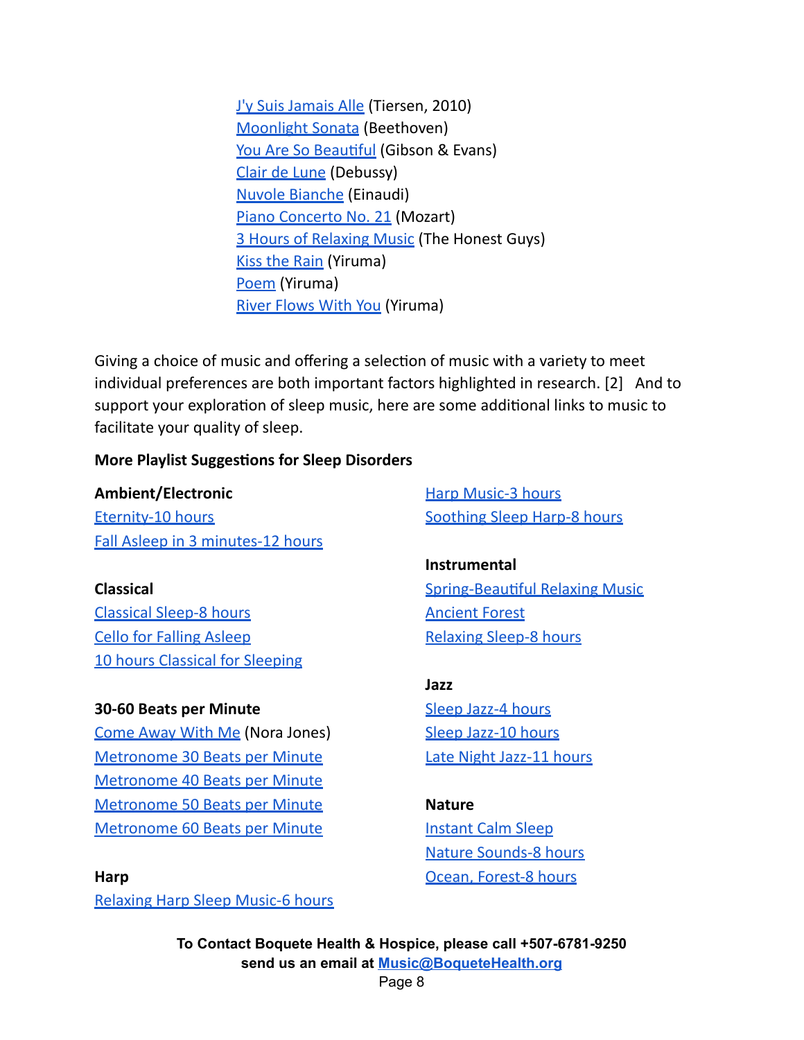J'y Suis Jamais Alle (Tiersen, 2010)
Moonlight Sonata (Beethoven)
You Are So Beautiful (Gibson & Evans)
Clair de Lune (Debussy)
Nuvole Bianche (Einaudi)
Piano Concerto No. 21 (Mozart)
3 Hours of Relaxing Music (The Honest Guys)
Kiss the Rain (Yiruma)
Poem (Yiruma)
River Flows With You (Yiruma)

Giving a choice of music and offering a selection of music with a variety to meet individual preferences are both important factors highlighted in research. [2] And to support your exploration of sleep music, here are some additional links to music to facilitate your quality of sleep.

**More Playlist Suggestions for Sleep Disorders**

**Ambient/Electronic**
Eternity-10 hours
Fall Asleep in 3 minutes-12 hours

**Classical**
Classical Sleep-8 hours
Cello for Falling Asleep
10 hours Classical for Sleeping

**30-60 Beats per Minute**
Come Away With Me (Nora Jones)
Metronome 30 Beats per Minute
Metronome 40 Beats per Minute
Metronome 50 Beats per Minute
Metronome 60 Beats per Minute

**Harp**
Relaxing Harp Sleep Music-6 hours
Harp Music-3 hours
Soothing Sleep Harp-8 hours

**Instrumental**
Spring-Beautiful Relaxing Music
Ancient Forest
Relaxing Sleep-8 hours

**Jazz**
Sleep Jazz-4 hours
Sleep Jazz-10 hours
Late Night Jazz-11 hours

**Nature**
Instant Calm Sleep
Nature Sounds-8 hours
Ocean, Forest-8 hours

**To Contact Boquete Health & Hospice, please call +507-6781-9250**
**send us an email at Music@BoqueteHealth.org**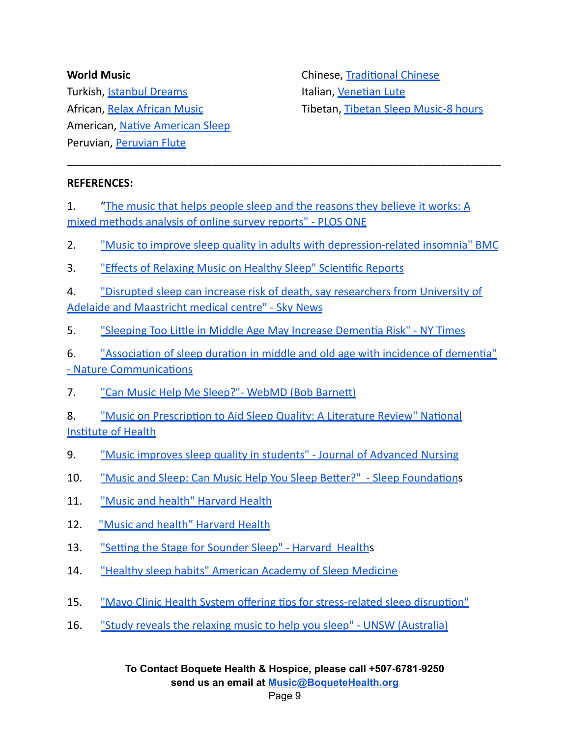**World Music**

Turkish, Istanbul Dreams

African, Relax African Music

American, Native American Sleep

Peruvian, Peruvian Flute

Chinese, Traditional Chinese

Italian, Venetian Lute

Tibetan, Tibetan Sleep Music-8 hours

---

**REFERENCES:**

1. "The music that helps people sleep and the reasons they believe it works: A mixed methods analysis of online survey reports" - PLOS ONE
2. "Music to improve sleep quality in adults with depression-related insomnia" BMC
3. "Effects of Relaxing Music on Healthy Sleep" Scientific Reports
4. "Disrupted sleep can increase risk of death, say researchers from University of Adelaide and Maastricht medical centre" - Sky News
5. "Sleeping Too Little in Middle Age May Increase Dementia Risk" - NY Times
6. "Association of sleep duration in middle and old age with incidence of dementia" - Nature Communications
7. "Can Music Help Me Sleep?"- WebMD (Bob Barnett)
8. "Music on Prescription to Aid Sleep Quality: A Literature Review" National Institute of Health
9. "Music improves sleep quality in students" - Journal of Advanced Nursing
10. "Music and Sleep: Can Music Help You Sleep Better?" - Sleep Foundations
11. "Music and health" Harvard Health
12. "Music and health" Harvard Health
13. "Setting the Stage for Sounder Sleep" - Harvard Healths
14. "Healthy sleep habits" American Academy of Sleep Medicine
15. "Mayo Clinic Health System offering tips for stress-related sleep disruption"
16. "Study reveals the relaxing music to help you sleep" - UNSW (Australia)

**To Contact Boquete Health & Hospice, please call +507-6781-9250**
**send us an email at Music@BoqueteHealth.org**